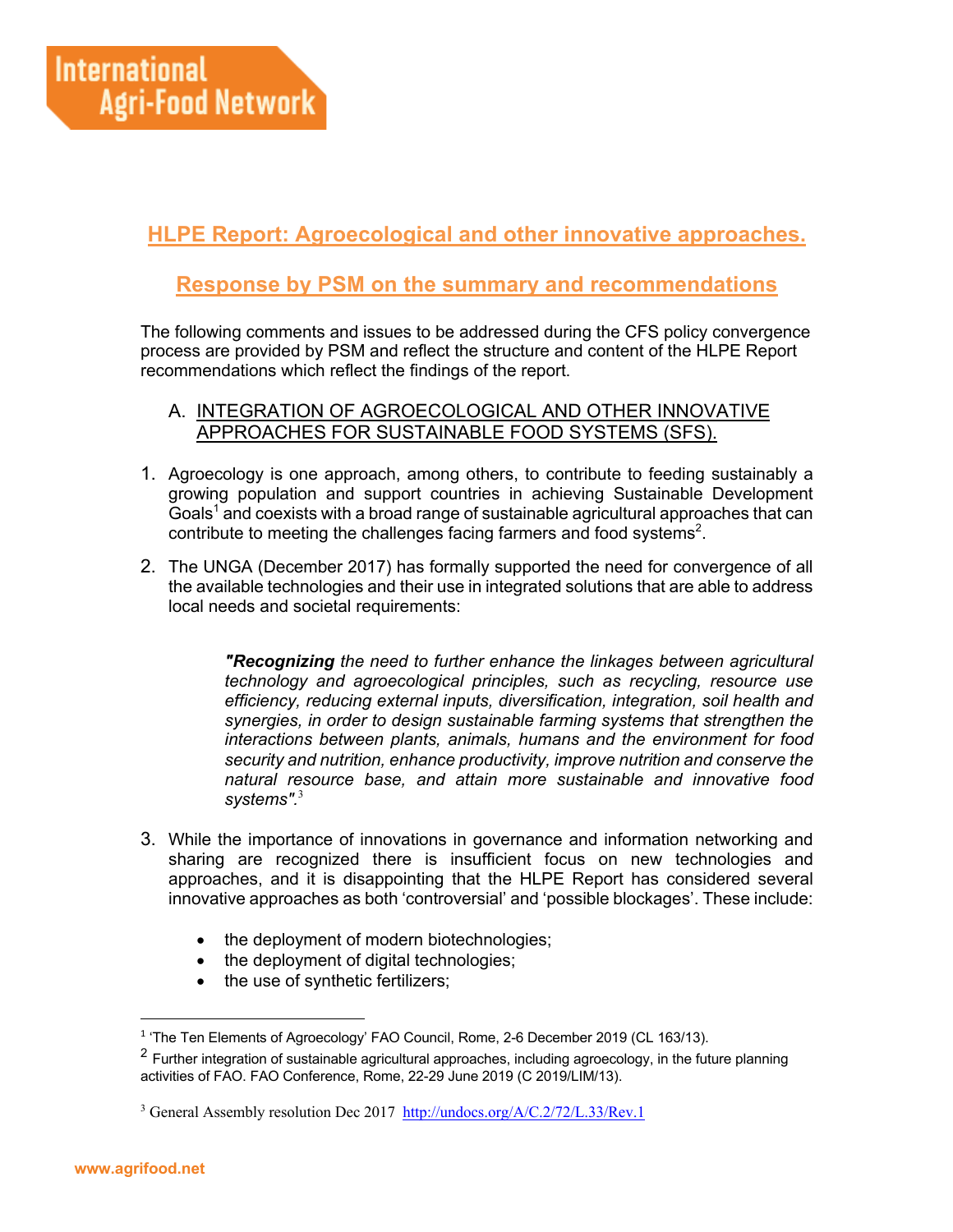International Agri-Food Network

# HLPE Report: Agroecological and other innovative approaches.

## Response by PSM on the summary and recommendations

The following comments and issues to be addressed during the CFS policy convergence process are provided by PSM and reflect the structure and content of the HLPE Report recommendations which reflect the findings of the report.

### A. INTEGRATION OF AGROECOLOGICAL AND OTHER INNOVATIVE APPROACHES FOR SUSTAINABLE FOOD SYSTEMS (SFS).

1. Agroecology is one approach, among others, to contribute to feeding sustainably a growing population and support countries in achieving Sustainable Development Goals[1] and coexists with a broad range of sustainable agricultural approaches that can contribute to meeting the challenges facing farmers and food systems[2].

2. The UNGA (December 2017) has formally supported the need for convergence of all the available technologies and their use in integrated solutions that are able to address local needs and societal requirements:

   > ***"Recognizing*** *the need to further enhance the linkages between agricultural technology and agroecological principles, such as recycling, resource use efficiency, reducing external inputs, diversification, integration, soil health and synergies, in order to design sustainable farming systems that strengthen the interactions between plants, animals, humans and the environment for food security and nutrition, enhance productivity, improve nutrition and conserve the natural resource base, and attain more sustainable and innovative food systems".*[3]

3. While the importance of innovations in governance and information networking and sharing are recognized there is insufficient focus on new technologies and approaches, and it is disappointing that the HLPE Report has considered several innovative approaches as both 'controversial' and 'possible blockages'. These include:

   - the deployment of modern biotechnologies;
   - the deployment of digital technologies;
   - the use of synthetic fertilizers;

---

[1] 'The Ten Elements of Agroecology' FAO Council, Rome, 2-6 December 2019 (CL 163/13).

[2] Further integration of sustainable agricultural approaches, including agroecology, in the future planning activities of FAO. FAO Conference, Rome, 22-29 June 2019 (C 2019/LIM/13).

[3] General Assembly resolution Dec 2017 http://undocs.org/A/C.2/72/L.33/Rev.1

www.agrifood.net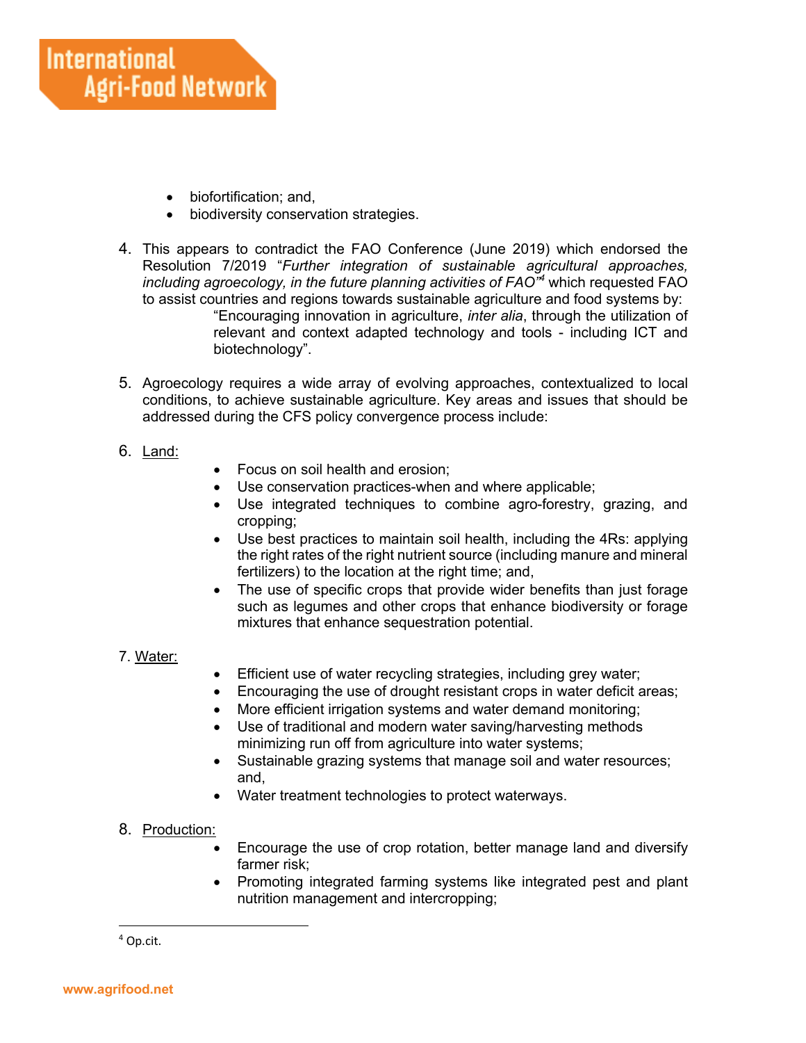- biofortification; and,
- biodiversity conservation strategies.

4. This appears to contradict the FAO Conference (June 2019) which endorsed the Resolution 7/2019 "*Further integration of sustainable agricultural approaches, including agroecology, in the future planning activities of FAO*"[4] which requested FAO to assist countries and regions towards sustainable agriculture and food systems by:

   > "Encouraging innovation in agriculture, *inter alia*, through the utilization of relevant and context adapted technology and tools - including ICT and biotechnology".

5. Agroecology requires a wide array of evolving approaches, contextualized to local conditions, to achieve sustainable agriculture. Key areas and issues that should be addressed during the CFS policy convergence process include:

6. Land:
   - Focus on soil health and erosion;
   - Use conservation practices-when and where applicable;
   - Use integrated techniques to combine agro-forestry, grazing, and cropping;
   - Use best practices to maintain soil health, including the 4Rs: applying the right rates of the right nutrient source (including manure and mineral fertilizers) to the location at the right time; and,
   - The use of specific crops that provide wider benefits than just forage such as legumes and other crops that enhance biodiversity or forage mixtures that enhance sequestration potential.

7. Water:
   - Efficient use of water recycling strategies, including grey water;
   - Encouraging the use of drought resistant crops in water deficit areas;
   - More efficient irrigation systems and water demand monitoring;
   - Use of traditional and modern water saving/harvesting methods minimizing run off from agriculture into water systems;
   - Sustainable grazing systems that manage soil and water resources; and,
   - Water treatment technologies to protect waterways.

8. Production:
   - Encourage the use of crop rotation, better manage land and diversify farmer risk;
   - Promoting integrated farming systems like integrated pest and plant nutrition management and intercropping;

---

[4] Op.cit.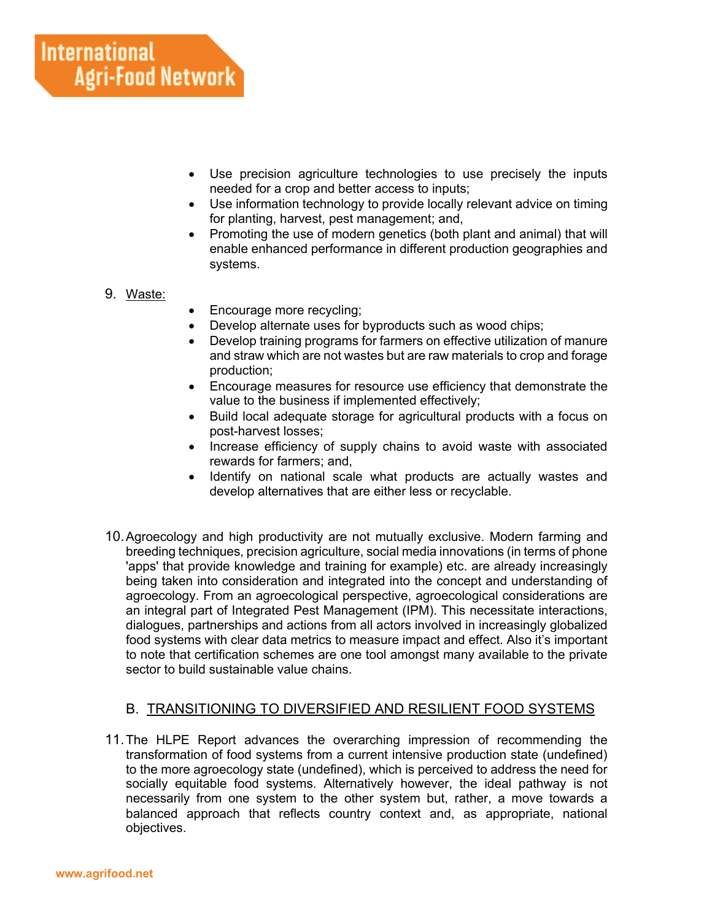- Use precision agriculture technologies to use precisely the inputs needed for a crop and better access to inputs;
- Use information technology to provide locally relevant advice on timing for planting, harvest, pest management; and,
- Promoting the use of modern genetics (both plant and animal) that will enable enhanced performance in different production geographies and systems.

9. Waste:
   - Encourage more recycling;
   - Develop alternate uses for byproducts such as wood chips;
   - Develop training programs for farmers on effective utilization of manure and straw which are not wastes but are raw materials to crop and forage production;
   - Encourage measures for resource use efficiency that demonstrate the value to the business if implemented effectively;
   - Build local adequate storage for agricultural products with a focus on post-harvest losses;
   - Increase efficiency of supply chains to avoid waste with associated rewards for farmers; and,
   - Identify on national scale what products are actually wastes and develop alternatives that are either less or recyclable.

10. Agroecology and high productivity are not mutually exclusive. Modern farming and breeding techniques, precision agriculture, social media innovations (in terms of phone 'apps' that provide knowledge and training for example) etc. are already increasingly being taken into consideration and integrated into the concept and understanding of agroecology. From an agroecological perspective, agroecological considerations are an integral part of Integrated Pest Management (IPM). This necessitate interactions, dialogues, partnerships and actions from all actors involved in increasingly globalized food systems with clear data metrics to measure impact and effect. Also it's important to note that certification schemes are one tool amongst many available to the private sector to build sustainable value chains.

## B. TRANSITIONING TO DIVERSIFIED AND RESILIENT FOOD SYSTEMS

11. The HLPE Report advances the overarching impression of recommending the transformation of food systems from a current intensive production state (undefined) to the more agroecology state (undefined), which is perceived to address the need for socially equitable food systems. Alternatively however, the ideal pathway is not necessarily from one system to the other system but, rather, a move towards a balanced approach that reflects country context and, as appropriate, national objectives.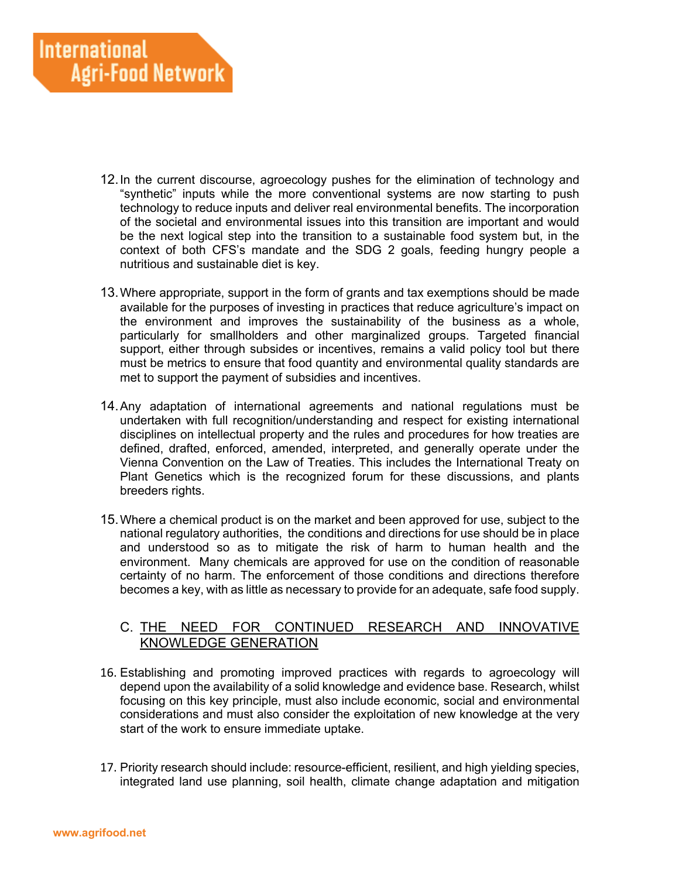12. In the current discourse, agroecology pushes for the elimination of technology and "synthetic" inputs while the more conventional systems are now starting to push technology to reduce inputs and deliver real environmental benefits. The incorporation of the societal and environmental issues into this transition are important and would be the next logical step into the transition to a sustainable food system but, in the context of both CFS's mandate and the SDG 2 goals, feeding hungry people a nutritious and sustainable diet is key.

13. Where appropriate, support in the form of grants and tax exemptions should be made available for the purposes of investing in practices that reduce agriculture's impact on the environment and improves the sustainability of the business as a whole, particularly for smallholders and other marginalized groups. Targeted financial support, either through subsides or incentives, remains a valid policy tool but there must be metrics to ensure that food quantity and environmental quality standards are met to support the payment of subsidies and incentives.

14. Any adaptation of international agreements and national regulations must be undertaken with full recognition/understanding and respect for existing international disciplines on intellectual property and the rules and procedures for how treaties are defined, drafted, enforced, amended, interpreted, and generally operate under the Vienna Convention on the Law of Treaties. This includes the International Treaty on Plant Genetics which is the recognized forum for these discussions, and plants breeders rights.

15. Where a chemical product is on the market and been approved for use, subject to the national regulatory authorities, the conditions and directions for use should be in place and understood so as to mitigate the risk of harm to human health and the environment. Many chemicals are approved for use on the condition of reasonable certainty of no harm. The enforcement of those conditions and directions therefore becomes a key, with as little as necessary to provide for an adequate, safe food supply.

## C. <u>THE NEED FOR CONTINUED RESEARCH AND INNOVATIVE KNOWLEDGE GENERATION</u>

16. Establishing and promoting improved practices with regards to agroecology will depend upon the availability of a solid knowledge and evidence base. Research, whilst focusing on this key principle, must also include economic, social and environmental considerations and must also consider the exploitation of new knowledge at the very start of the work to ensure immediate uptake.

17. Priority research should include: resource-efficient, resilient, and high yielding species, integrated land use planning, soil health, climate change adaptation and mitigation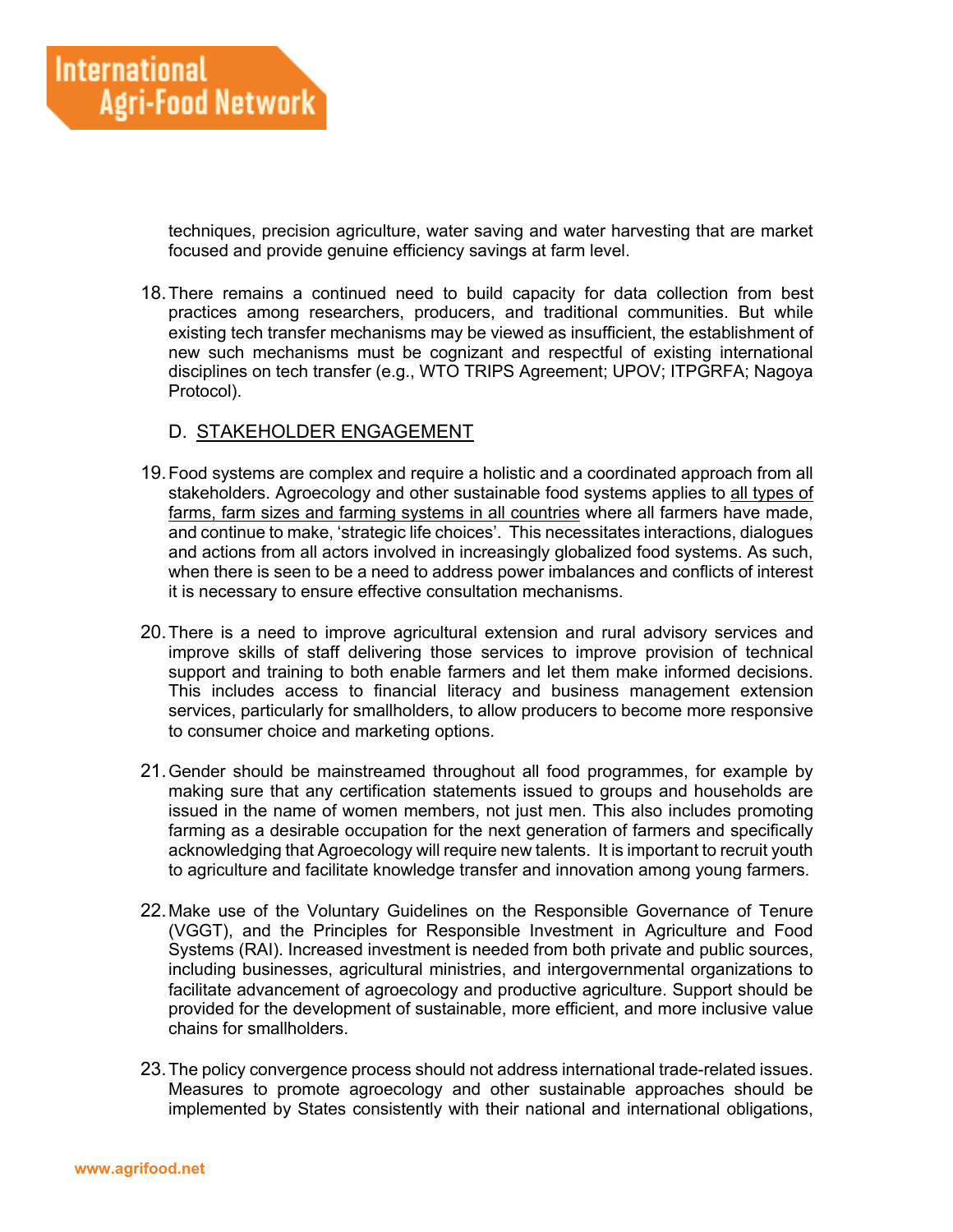techniques, precision agriculture, water saving and water harvesting that are market focused and provide genuine efficiency savings at farm level.

18. There remains a continued need to build capacity for data collection from best practices among researchers, producers, and traditional communities. But while existing tech transfer mechanisms may be viewed as insufficient, the establishment of new such mechanisms must be cognizant and respectful of existing international disciplines on tech transfer (e.g., WTO TRIPS Agreement; UPOV; ITPGRFA; Nagoya Protocol).

### D. STAKEHOLDER ENGAGEMENT

19. Food systems are complex and require a holistic and a coordinated approach from all stakeholders. Agroecology and other sustainable food systems applies to all types of farms, farm sizes and farming systems in all countries where all farmers have made, and continue to make, 'strategic life choices'. This necessitates interactions, dialogues and actions from all actors involved in increasingly globalized food systems. As such, when there is seen to be a need to address power imbalances and conflicts of interest it is necessary to ensure effective consultation mechanisms.

20. There is a need to improve agricultural extension and rural advisory services and improve skills of staff delivering those services to improve provision of technical support and training to both enable farmers and let them make informed decisions. This includes access to financial literacy and business management extension services, particularly for smallholders, to allow producers to become more responsive to consumer choice and marketing options.

21. Gender should be mainstreamed throughout all food programmes, for example by making sure that any certification statements issued to groups and households are issued in the name of women members, not just men. This also includes promoting farming as a desirable occupation for the next generation of farmers and specifically acknowledging that Agroecology will require new talents. It is important to recruit youth to agriculture and facilitate knowledge transfer and innovation among young farmers.

22. Make use of the Voluntary Guidelines on the Responsible Governance of Tenure (VGGT), and the Principles for Responsible Investment in Agriculture and Food Systems (RAI). Increased investment is needed from both private and public sources, including businesses, agricultural ministries, and intergovernmental organizations to facilitate advancement of agroecology and productive agriculture. Support should be provided for the development of sustainable, more efficient, and more inclusive value chains for smallholders.

23. The policy convergence process should not address international trade-related issues. Measures to promote agroecology and other sustainable approaches should be implemented by States consistently with their national and international obligations,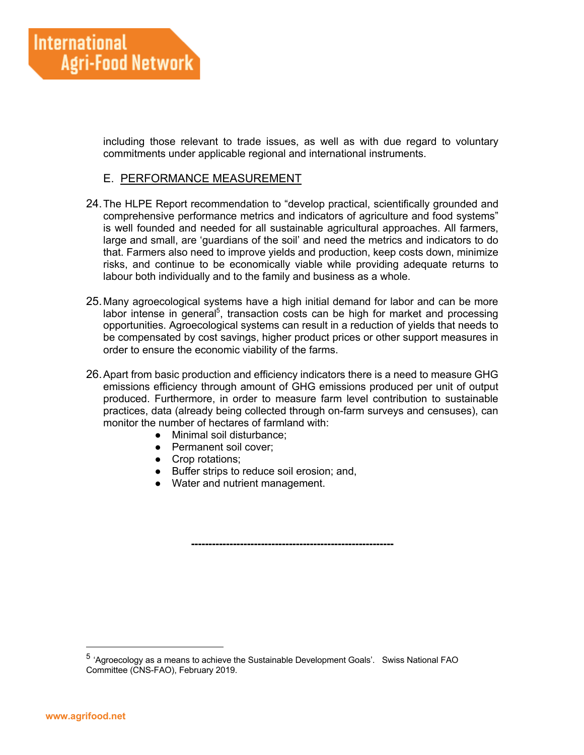including those relevant to trade issues, as well as with due regard to voluntary commitments under applicable regional and international instruments.

## E. PERFORMANCE MEASUREMENT

24. The HLPE Report recommendation to "develop practical, scientifically grounded and comprehensive performance metrics and indicators of agriculture and food systems" is well founded and needed for all sustainable agricultural approaches. All farmers, large and small, are 'guardians of the soil' and need the metrics and indicators to do that. Farmers also need to improve yields and production, keep costs down, minimize risks, and continue to be economically viable while providing adequate returns to labour both individually and to the family and business as a whole.

25. Many agroecological systems have a high initial demand for labor and can be more labor intense in general[5], transaction costs can be high for market and processing opportunities. Agroecological systems can result in a reduction of yields that needs to be compensated by cost savings, higher product prices or other support measures in order to ensure the economic viability of the farms.

26. Apart from basic production and efficiency indicators there is a need to measure GHG emissions efficiency through amount of GHG emissions produced per unit of output produced. Furthermore, in order to measure farm level contribution to sustainable practices, data (already being collected through on-farm surveys and censuses), can monitor the number of hectares of farmland with:
    - Minimal soil disturbance;
    - Permanent soil cover;
    - Crop rotations;
    - Buffer strips to reduce soil erosion; and,
    - Water and nutrient management.

-----------------------------------------------------------

[5] 'Agroecology as a means to achieve the Sustainable Development Goals'. Swiss National FAO Committee (CNS-FAO), February 2019.